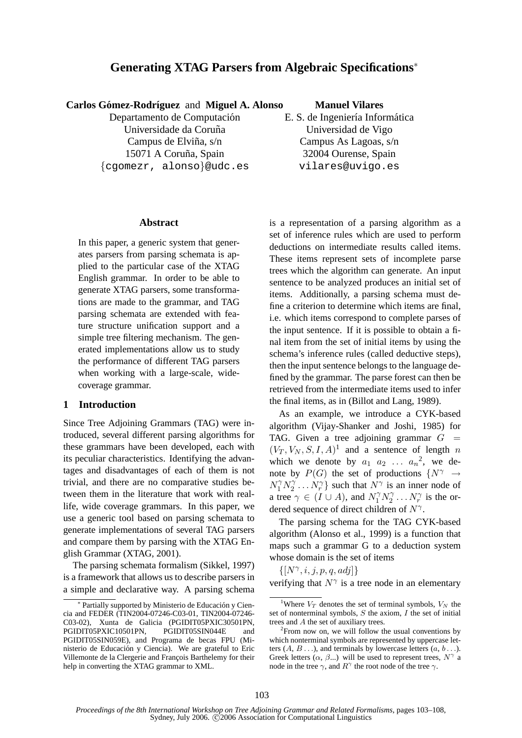# Generating XTAG Parsers from Algebraic Specifications*

**Carlos Gómez-Rodríguez** and **Miguel A. Alonso**
Departamento de Computación
Universidade da Coruña
Campus de Elviña, s/n
15071 A Coruña, Spain
{cgomezr, alonso}@udc.es

**Manuel Vilares**
E. S. de Ingeniería Informática
Universidad de Vigo
Campus As Lagoas, s/n
32004 Ourense, Spain
vilares@uvigo.es

## Abstract

In this paper, a generic system that generates parsers from parsing schemata is applied to the particular case of the XTAG English grammar. In order to be able to generate XTAG parsers, some transformations are made to the grammar, and TAG parsing schemata are extended with feature structure unification support and a simple tree filtering mechanism. The generated implementations allow us to study the performance of different TAG parsers when working with a large-scale, wide-coverage grammar.

## 1 Introduction

Since Tree Adjoining Grammars (TAG) were introduced, several different parsing algorithms for these grammars have been developed, each with its peculiar characteristics. Identifying the advantages and disadvantages of each of them is not trivial, and there are no comparative studies between them in the literature that work with real-life, wide coverage grammars. In this paper, we use a generic tool based on parsing schemata to generate implementations of several TAG parsers and compare them by parsing with the XTAG English Grammar (XTAG, 2001).

The parsing schemata formalism (Sikkel, 1997) is a framework that allows us to describe parsers in a simple and declarative way. A parsing schema is a representation of a parsing algorithm as a set of inference rules which are used to perform deductions on intermediate results called items. These items represent sets of incomplete parse trees which the algorithm can generate. An input sentence to be analyzed produces an initial set of items. Additionally, a parsing schema must define a criterion to determine which items are final, i.e. which items correspond to complete parses of the input sentence. If it is possible to obtain a final item from the set of initial items by using the schema's inference rules (called deductive steps), then the input sentence belongs to the language defined by the grammar. The parse forest can then be retrieved from the intermediate items used to infer the final items, as in (Billot and Lang, 1989).

As an example, we introduce a CYK-based algorithm (Vijay-Shanker and Joshi, 1985) for TAG. Given a tree adjoining grammar $G = (V_T, V_N, S, I, A)$[1] and a sentence of length $n$ which we denote by $a_1\ a_2\ \ldots\ a_n$[2], we denote by $P(G)$ the set of productions $\{N^\gamma \rightarrow N_1^\gamma N_2^\gamma \ldots N_r^\gamma\}$ such that $N^\gamma$ is an inner node of a tree $\gamma \in (I \cup A)$, and $N_1^\gamma N_2^\gamma \ldots N_r^\gamma$ is the ordered sequence of direct children of $N^\gamma$.

The parsing schema for the TAG CYK-based algorithm (Alonso et al., 1999) is a function that maps such a grammar G to a deduction system whose domain is the set of items

$\{[N^\gamma, i, j, p, q, adj]\}$

verifying that $N^\gamma$ is a tree node in an elementary

---

* Partially supported by Ministerio de Educación y Ciencia and FEDER (TIN2004-07246-C03-01, TIN2004-07246-C03-02), Xunta de Galicia (PGIDIT05PXIC30501PN, PGIDIT05PXIC10501PN, PGIDIT05SIN044E and PGIDIT05SIN059E), and Programa de becas FPU (Ministerio de Educación y Ciencia). We are grateful to Eric Villemonte de la Clergerie and François Barthelemy for their help in converting the XTAG grammar to XML.

[1] Where $V_T$ denotes the set of terminal symbols, $V_N$ the set of nonterminal symbols, $S$ the axiom, $I$ the set of initial trees and $A$ the set of auxiliary trees.

[2] From now on, we will follow the usual conventions by which nonterminal symbols are represented by uppercase letters ($A$, $B$ ...), and terminals by lowercase letters ($a$, $b$ ...). Greek letters ($\alpha$, $\beta$...) will be used to represent trees, $N^\gamma$ a node in the tree $\gamma$, and $R^\gamma$ the root node of the tree $\gamma$.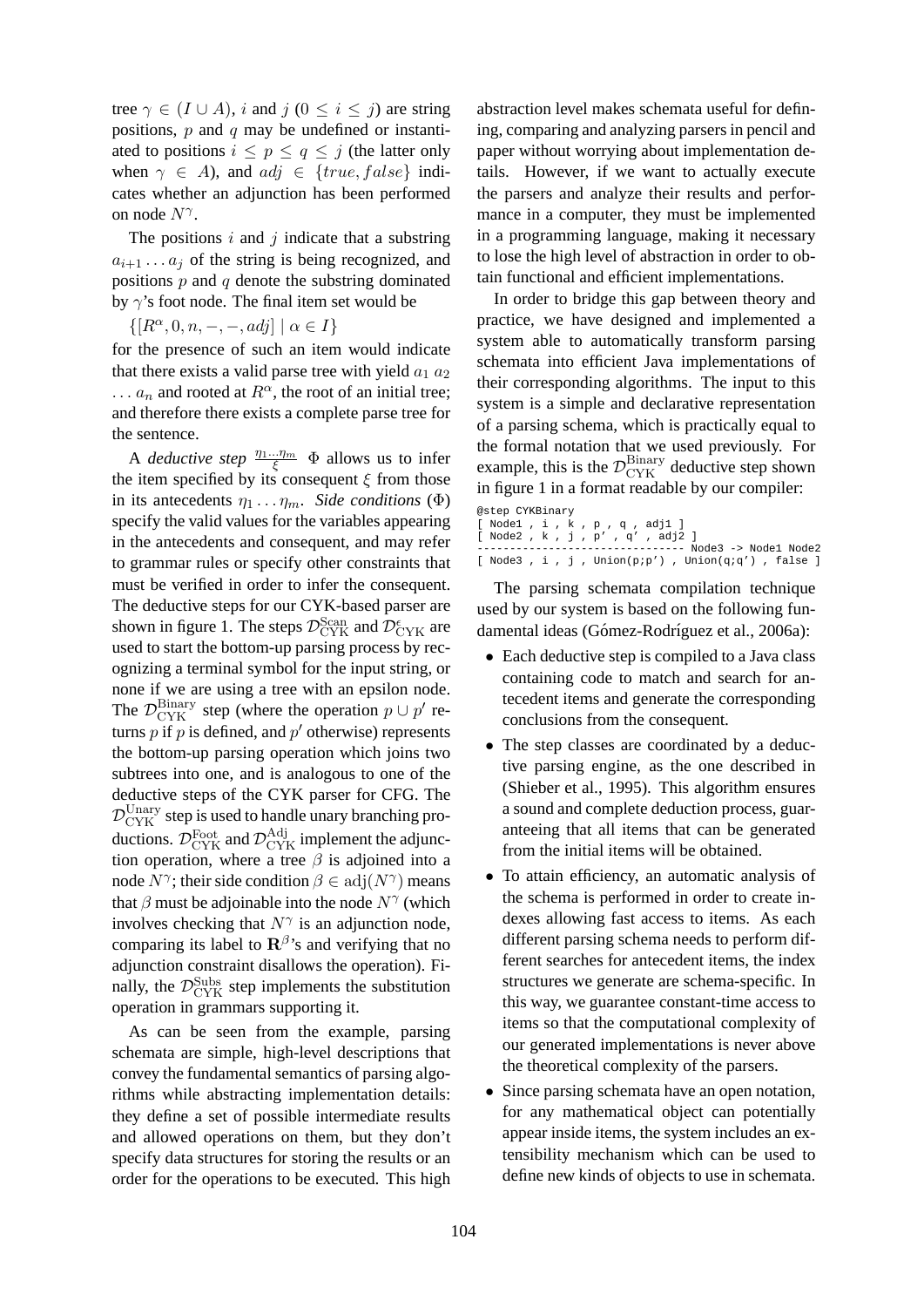tree $\gamma \in (I \cup A)$, $i$ and $j$ ($0 \leq i \leq j$) are string positions, $p$ and $q$ may be undefined or instantiated to positions $i \leq p \leq q \leq j$ (the latter only when $\gamma \in A$), and $adj \in \{true, false\}$ indicates whether an adjunction has been performed on node $N^\gamma$.

The positions $i$ and $j$ indicate that a substring $a_{i+1} \dots a_j$ of the string is being recognized, and positions $p$ and $q$ denote the substring dominated by $\gamma$'s foot node. The final item set would be

$$\{[R^\alpha, 0, n, -, -, adj] \mid \alpha \in I\}$$

for the presence of such an item would indicate that there exists a valid parse tree with yield $a_1\ a_2 \dots a_n$ and rooted at $R^\alpha$, the root of an initial tree; and therefore there exists a complete parse tree for the sentence.

A *deductive step* $\frac{\eta_1 \dots \eta_m}{\xi}\ \Phi$ allows us to infer the item specified by its consequent $\xi$ from those in its antecedents $\eta_1 \dots \eta_m$. *Side conditions* ($\Phi$) specify the valid values for the variables appearing in the antecedents and consequent, and may refer to grammar rules or specify other constraints that must be verified in order to infer the consequent. The deductive steps for our CYK-based parser are shown in figure 1. The steps $\mathcal{D}^{\text{Scan}}_{\text{CYK}}$ and $\mathcal{D}^{\epsilon}_{\text{CYK}}$ are used to start the bottom-up parsing process by recognizing a terminal symbol for the input string, or none if we are using a tree with an epsilon node. The $\mathcal{D}^{\text{Binary}}_{\text{CYK}}$ step (where the operation $p \cup p'$ returns $p$ if $p$ is defined, and $p'$ otherwise) represents the bottom-up parsing operation which joins two subtrees into one, and is analogous to one of the deductive steps of the CYK parser for CFG. The $\mathcal{D}^{\text{Unary}}_{\text{CYK}}$ step is used to handle unary branching productions. $\mathcal{D}^{\text{Foot}}_{\text{CYK}}$ and $\mathcal{D}^{\text{Adj}}_{\text{CYK}}$ implement the adjunction operation, where a tree $\beta$ is adjoined into a node $N^\gamma$; their side condition $\beta \in \text{adj}(N^\gamma)$ means that $\beta$ must be adjoinable into the node $N^\gamma$ (which involves checking that $N^\gamma$ is an adjunction node, comparing its label to $\mathbf{R}^\beta$'s and verifying that no adjunction constraint disallows the operation). Finally, the $\mathcal{D}^{\text{Subs}}_{\text{CYK}}$ step implements the substitution operation in grammars supporting it.

As can be seen from the example, parsing schemata are simple, high-level descriptions that convey the fundamental semantics of parsing algorithms while abstracting implementation details: they define a set of possible intermediate results and allowed operations on them, but they don't specify data structures for storing the results or an order for the operations to be executed. This high abstraction level makes schemata useful for defining, comparing and analyzing parsers in pencil and paper without worrying about implementation details. However, if we want to actually execute the parsers and analyze their results and performance in a computer, they must be implemented in a programming language, making it necessary to lose the high level of abstraction in order to obtain functional and efficient implementations.

In order to bridge this gap between theory and practice, we have designed and implemented a system able to automatically transform parsing schemata into efficient Java implementations of their corresponding algorithms. The input to this system is a simple and declarative representation of a parsing schema, which is practically equal to the formal notation that we used previously. For example, this is the $\mathcal{D}^{\text{Binary}}_{\text{CYK}}$ deductive step shown in figure 1 in a format readable by our compiler:

```
@step CYKBinary
[ Node1 , i , k , p , q , adj1 ]
[ Node2 , k , j , p' , q' , adj2 ]
------------------------------- Node3 -> Node1 Node2
[ Node3 , i , j , Union(p;p') , Union(q;q') , false ]
```

The parsing schemata compilation technique used by our system is based on the following fundamental ideas (Gómez-Rodríguez et al., 2006a):

- Each deductive step is compiled to a Java class containing code to match and search for antecedent items and generate the corresponding conclusions from the consequent.
- The step classes are coordinated by a deductive parsing engine, as the one described in (Shieber et al., 1995). This algorithm ensures a sound and complete deduction process, guaranteeing that all items that can be generated from the initial items will be obtained.
- To attain efficiency, an automatic analysis of the schema is performed in order to create indexes allowing fast access to items. As each different parsing schema needs to perform different searches for antecedent items, the index structures we generate are schema-specific. In this way, we guarantee constant-time access to items so that the computational complexity of our generated implementations is never above the theoretical complexity of the parsers.
- Since parsing schemata have an open notation, for any mathematical object can potentially appear inside items, the system includes an extensibility mechanism which can be used to define new kinds of objects to use in schemata.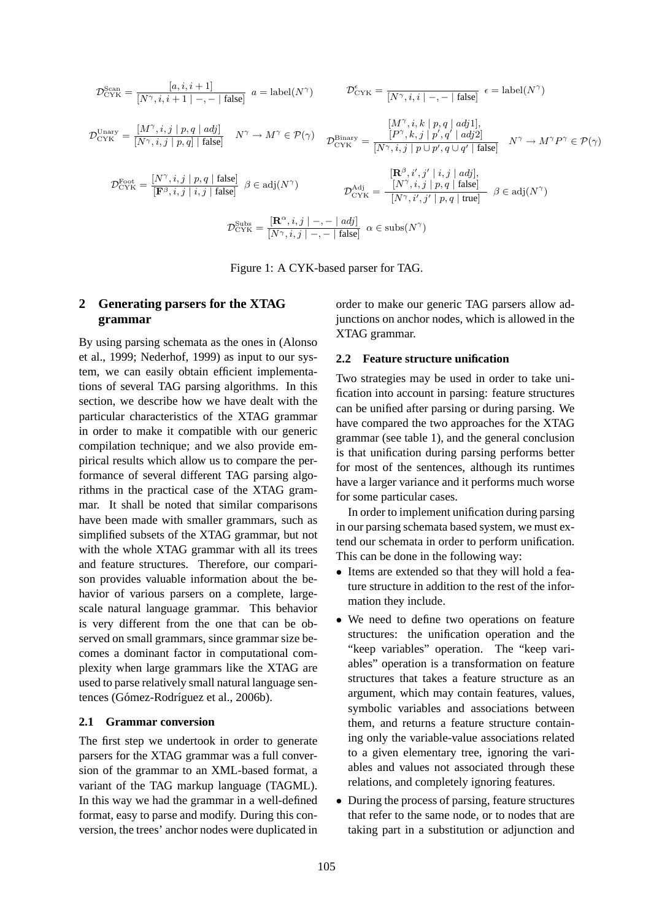$$\mathcal{D}^{\text{Scan}}_{\text{CYK}} = \frac{[a, i, i+1]}{[N^\gamma, i, i+1 \mid -, - \mid \text{false}]} \;\; a = \text{label}(N^\gamma) \qquad \mathcal{D}^{\epsilon}_{\text{CYK}} = \frac{}{[N^\gamma, i, i \mid -, - \mid \text{false}]} \;\; \epsilon = \text{label}(N^\gamma)$$

$$\mathcal{D}^{\text{Unary}}_{\text{CYK}} = \frac{[M^\gamma, i, j \mid p, q \mid adj]}{[N^\gamma, i, j \mid p, q] \mid \text{false}]} \quad N^\gamma \to M^\gamma \in \mathcal{P}(\gamma) \qquad \mathcal{D}^{\text{Binary}}_{\text{CYK}} = \frac{\begin{array}{c}[M^\gamma, i, k \mid p, q \mid adj1],\\ [P^\gamma, k, j \mid p', q' \mid adj2]\end{array}}{[N^\gamma, i, j \mid p \cup p', q \cup q' \mid \text{false}]} \quad N^\gamma \to M^\gamma P^\gamma \in \mathcal{P}(\gamma)$$

$$\mathcal{D}^{\text{Foot}}_{\text{CYK}} = \frac{[N^\gamma, i, j \mid p, q \mid \text{false}]}{[\mathbf{F}^\beta, i, j \mid i, j \mid \text{false}]} \;\; \beta \in \text{adj}(N^\gamma) \qquad \mathcal{D}^{\text{Adj}}_{\text{CYK}} = \frac{\begin{array}{c}[\mathbf{R}^\beta, i', j' \mid i, j \mid adj],\\ [N^\gamma, i, j \mid p, q \mid \text{false}]\end{array}}{[N^\gamma, i', j' \mid p, q \mid \text{true}]} \;\; \beta \in \text{adj}(N^\gamma)$$

$$\mathcal{D}^{\text{Subs}}_{\text{CYK}} = \frac{[\mathbf{R}^\alpha, i, j \mid -, - \mid adj]}{[N^\gamma, i, j \mid -, - \mid \text{false}]} \;\; \alpha \in \text{subs}(N^\gamma)$$

Figure 1: A CYK-based parser for TAG.

## 2 Generating parsers for the XTAG grammar

By using parsing schemata as the ones in (Alonso et al., 1999; Nederhof, 1999) as input to our system, we can easily obtain efficient implementations of several TAG parsing algorithms. In this section, we describe how we have dealt with the particular characteristics of the XTAG grammar in order to make it compatible with our generic compilation technique; and we also provide empirical results which allow us to compare the performance of several different TAG parsing algorithms in the practical case of the XTAG grammar. It shall be noted that similar comparisons have been made with smaller grammars, such as simplified subsets of the XTAG grammar, but not with the whole XTAG grammar with all its trees and feature structures. Therefore, our comparison provides valuable information about the behavior of various parsers on a complete, large-scale natural language grammar. This behavior is very different from the one that can be observed on small grammars, since grammar size becomes a dominant factor in computational complexity when large grammars like the XTAG are used to parse relatively small natural language sentences (Gómez-Rodríguez et al., 2006b).

### 2.1 Grammar conversion

The first step we undertook in order to generate parsers for the XTAG grammar was a full conversion of the grammar to an XML-based format, a variant of the TAG markup language (TAGML). In this way we had the grammar in a well-defined format, easy to parse and modify. During this conversion, the trees' anchor nodes were duplicated in order to make our generic TAG parsers allow adjunctions on anchor nodes, which is allowed in the XTAG grammar.

### 2.2 Feature structure unification

Two strategies may be used in order to take unification into account in parsing: feature structures can be unified after parsing or during parsing. We have compared the two approaches for the XTAG grammar (see table 1), and the general conclusion is that unification during parsing performs better for most of the sentences, although its runtimes have a larger variance and it performs much worse for some particular cases.

In order to implement unification during parsing in our parsing schemata based system, we must extend our schemata in order to perform unification. This can be done in the following way:

- Items are extended so that they will hold a feature structure in addition to the rest of the information they include.
- We need to define two operations on feature structures: the unification operation and the "keep variables" operation. The "keep variables" operation is a transformation on feature structures that takes a feature structure as an argument, which may contain features, values, symbolic variables and associations between them, and returns a feature structure containing only the variable-value associations related to a given elementary tree, ignoring the variables and values not associated through these relations, and completely ignoring features.
- During the process of parsing, feature structures that refer to the same node, or to nodes that are taking part in a substitution or adjunction and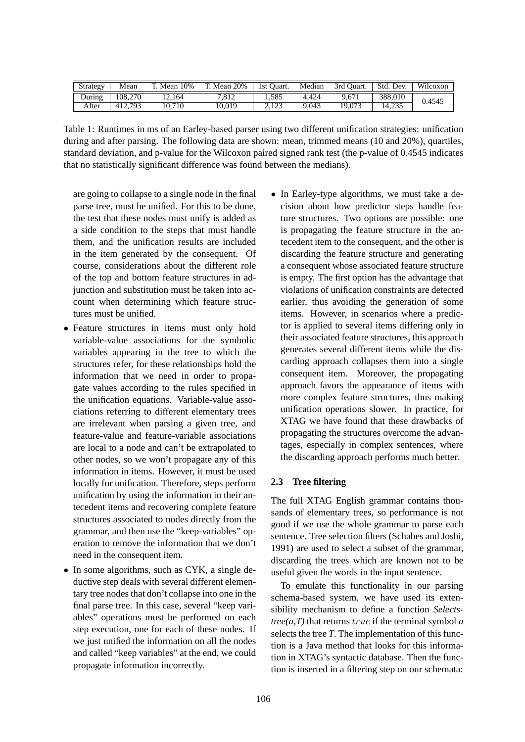| Strategy | Mean | T. Mean 10% | T. Mean 20% | 1st Quart. | Median | 3rd Quart. | Std. Dev. | Wilcoxon |
|---|---|---|---|---|---|---|---|---|
| During | 108,270 | 12,164 | 7,812 | 1,585 | 4,424 | 9,671 | 388,010 | 0.4545 |
| After | 412,793 | 10,710 | 10,019 | 2,123 | 9,043 | 19,073 | 14,235 | |

Table 1: Runtimes in ms of an Earley-based parser using two different unification strategies: unification during and after parsing. The following data are shown: mean, trimmed means (10 and 20%), quartiles, standard deviation, and p-value for the Wilcoxon paired signed rank test (the p-value of 0.4545 indicates that no statistically significant difference was found between the medians).

are going to collapse to a single node in the final parse tree, must be unified. For this to be done, the test that these nodes must unify is added as a side condition to the steps that must handle them, and the unification results are included in the item generated by the consequent. Of course, considerations about the different role of the top and bottom feature structures in adjunction and substitution must be taken into account when determining which feature structures must be unified.

- Feature structures in items must only hold variable-value associations for the symbolic variables appearing in the tree to which the structures refer, for these relationships hold the information that we need in order to propagate values according to the rules specified in the unification equations. Variable-value associations referring to different elementary trees are irrelevant when parsing a given tree, and feature-value and feature-variable associations are local to a node and can't be extrapolated to other nodes, so we won't propagate any of this information in items. However, it must be used locally for unification. Therefore, steps perform unification by using the information in their antecedent items and recovering complete feature structures associated to nodes directly from the grammar, and then use the "keep-variables" operation to remove the information that we don't need in the consequent item.
- In some algorithms, such as CYK, a single deductive step deals with several different elementary tree nodes that don't collapse into one in the final parse tree. In this case, several "keep variables" operations must be performed on each step execution, one for each of these nodes. If we just unified the information on all the nodes and called "keep variables" at the end, we could propagate information incorrectly.
- In Earley-type algorithms, we must take a decision about how predictor steps handle feature structures. Two options are possible: one is propagating the feature structure in the antecedent item to the consequent, and the other is discarding the feature structure and generating a consequent whose associated feature structure is empty. The first option has the advantage that violations of unification constraints are detected earlier, thus avoiding the generation of some items. However, in scenarios where a predictor is applied to several items differing only in their associated feature structures, this approach generates several different items while the discarding approach collapses them into a single consequent item. Moreover, the propagating approach favors the appearance of items with more complex feature structures, thus making unification operations slower. In practice, for XTAG we have found that these drawbacks of propagating the structures overcome the advantages, especially in complex sentences, where the discarding approach performs much better.

### 2.3 Tree filtering

The full XTAG English grammar contains thousands of elementary trees, so performance is not good if we use the whole grammar to parse each sentence. Tree selection filters (Schabes and Joshi, 1991) are used to select a subset of the grammar, discarding the trees which are known not to be useful given the words in the input sentence.

To emulate this functionality in our parsing schema-based system, we have used its extensibility mechanism to define a function *Selects-tree(a,T)* that returns $true$ if the terminal symbol *a* selects the tree *T*. The implementation of this function is a Java method that looks for this information in XTAG's syntactic database. Then the function is inserted in a filtering step on our schemata: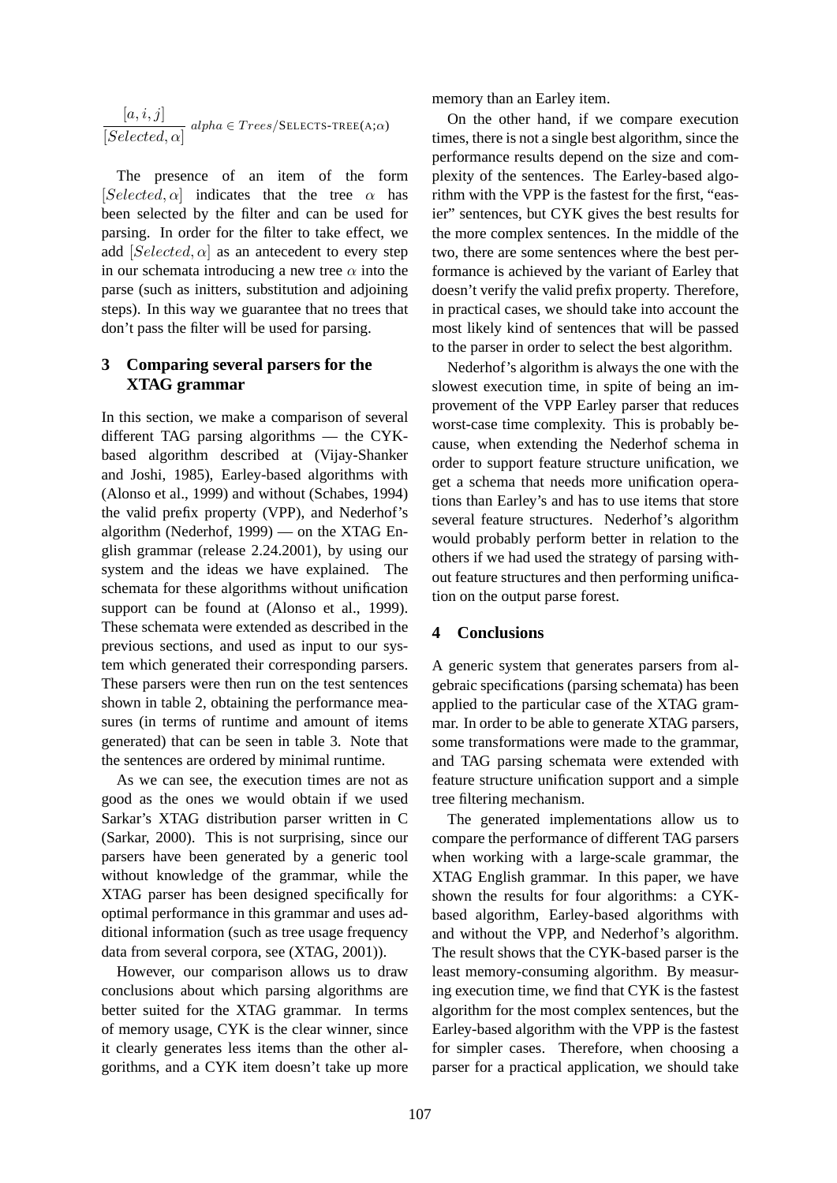$$\frac{[a, i, j]}{[Selected, \alpha]} \; alpha \in Trees/\text{SELECTS-TREE}(A;\alpha)$$

The presence of an item of the form $[Selected, \alpha]$ indicates that the tree $\alpha$ has been selected by the filter and can be used for parsing. In order for the filter to take effect, we add $[Selected, \alpha]$ as an antecedent to every step in our schemata introducing a new tree $\alpha$ into the parse (such as initters, substitution and adjoining steps). In this way we guarantee that no trees that don't pass the filter will be used for parsing.

## 3 Comparing several parsers for the XTAG grammar

In this section, we make a comparison of several different TAG parsing algorithms — the CYK-based algorithm described at (Vijay-Shanker and Joshi, 1985), Earley-based algorithms with (Alonso et al., 1999) and without (Schabes, 1994) the valid prefix property (VPP), and Nederhof's algorithm (Nederhof, 1999) — on the XTAG English grammar (release 2.24.2001), by using our system and the ideas we have explained. The schemata for these algorithms without unification support can be found at (Alonso et al., 1999). These schemata were extended as described in the previous sections, and used as input to our system which generated their corresponding parsers. These parsers were then run on the test sentences shown in table 2, obtaining the performance measures (in terms of runtime and amount of items generated) that can be seen in table 3. Note that the sentences are ordered by minimal runtime.

As we can see, the execution times are not as good as the ones we would obtain if we used Sarkar's XTAG distribution parser written in C (Sarkar, 2000). This is not surprising, since our parsers have been generated by a generic tool without knowledge of the grammar, while the XTAG parser has been designed specifically for optimal performance in this grammar and uses additional information (such as tree usage frequency data from several corpora, see (XTAG, 2001)).

However, our comparison allows us to draw conclusions about which parsing algorithms are better suited for the XTAG grammar. In terms of memory usage, CYK is the clear winner, since it clearly generates less items than the other algorithms, and a CYK item doesn't take up more memory than an Earley item.

On the other hand, if we compare execution times, there is not a single best algorithm, since the performance results depend on the size and complexity of the sentences. The Earley-based algorithm with the VPP is the fastest for the first, "easier" sentences, but CYK gives the best results for the more complex sentences. In the middle of the two, there are some sentences where the best performance is achieved by the variant of Earley that doesn't verify the valid prefix property. Therefore, in practical cases, we should take into account the most likely kind of sentences that will be passed to the parser in order to select the best algorithm.

Nederhof's algorithm is always the one with the slowest execution time, in spite of being an improvement of the VPP Earley parser that reduces worst-case time complexity. This is probably because, when extending the Nederhof schema in order to support feature structure unification, we get a schema that needs more unification operations than Earley's and has to use items that store several feature structures. Nederhof's algorithm would probably perform better in relation to the others if we had used the strategy of parsing without feature structures and then performing unification on the output parse forest.

## 4 Conclusions

A generic system that generates parsers from algebraic specifications (parsing schemata) has been applied to the particular case of the XTAG grammar. In order to be able to generate XTAG parsers, some transformations were made to the grammar, and TAG parsing schemata were extended with feature structure unification support and a simple tree filtering mechanism.

The generated implementations allow us to compare the performance of different TAG parsers when working with a large-scale grammar, the XTAG English grammar. In this paper, we have shown the results for four algorithms: a CYK-based algorithm, Earley-based algorithms with and without the VPP, and Nederhof's algorithm. The result shows that the CYK-based parser is the least memory-consuming algorithm. By measuring execution time, we find that CYK is the fastest algorithm for the most complex sentences, but the Earley-based algorithm with the VPP is the fastest for simpler cases. Therefore, when choosing a parser for a practical application, we should take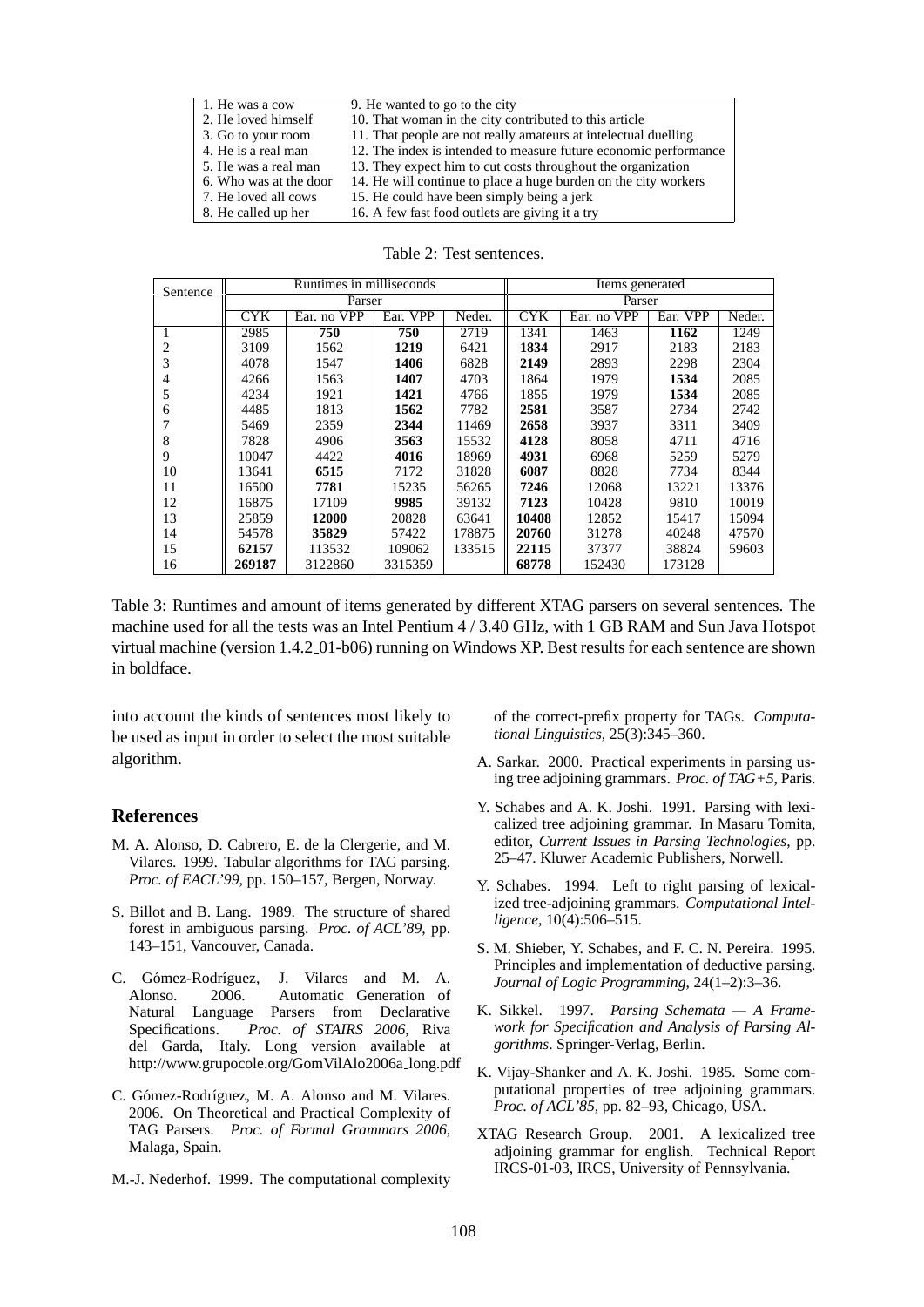| | |
|---|---|
| 1. He was a cow | 9. He wanted to go to the city |
| 2. He loved himself | 10. That woman in the city contributed to this article |
| 3. Go to your room | 11. That people are not really amateurs at intelectual duelling |
| 4. He is a real man | 12. The index is intended to measure future economic performance |
| 5. He was a real man | 13. They expect him to cut costs throughout the organization |
| 6. Who was at the door | 14. He will continue to place a huge burden on the city workers |
| 7. He loved all cows | 15. He could have been simply being a jerk |
| 8. He called up her | 16. A few fast food outlets are giving it a try |

Table 2: Test sentences.

| Sentence | Runtimes in milliseconds | | | | Items generated | | | |
|---|---|---|---|---|---|---|---|---|
| | Parser | | | | Parser | | | |
| | CYK | Ear. no VPP | Ear. VPP | Neder. | CYK | Ear. no VPP | Ear. VPP | Neder. |
| 1 | 2985 | **750** | **750** | 2719 | 1341 | 1463 | **1162** | 1249 |
| 2 | 3109 | 1562 | **1219** | 6421 | **1834** | 2917 | 2183 | 2183 |
| 3 | 4078 | 1547 | **1406** | 6828 | **2149** | 2893 | 2298 | 2304 |
| 4 | 4266 | 1563 | **1407** | 4703 | 1864 | 1979 | **1534** | 2085 |
| 5 | 4234 | 1921 | **1421** | 4766 | 1855 | 1979 | **1534** | 2085 |
| 6 | 4485 | 1813 | **1562** | 7782 | **2581** | 3587 | 2734 | 2742 |
| 7 | 5469 | 2359 | **2344** | 11469 | **2658** | 3937 | 3311 | 3409 |
| 8 | 7828 | 4906 | **3563** | 15532 | **4128** | 8058 | 4711 | 4716 |
| 9 | 10047 | 4422 | **4016** | 18969 | **4931** | 6968 | 5259 | 5279 |
| 10 | 13641 | **6515** | 7172 | 31828 | **6087** | 8828 | 7734 | 8344 |
| 11 | 16500 | **7781** | 15235 | 56265 | **7246** | 12068 | 13221 | 13376 |
| 12 | 16875 | 17109 | **9985** | 39132 | **7123** | 10428 | 9810 | 10019 |
| 13 | 25859 | **12000** | 20828 | 63641 | **10408** | 12852 | 15417 | 15094 |
| 14 | 54578 | **35829** | 57422 | 178875 | **20760** | 31278 | 40248 | 47570 |
| 15 | **62157** | 113532 | 109062 | 133515 | **22115** | 37377 | 38824 | 59603 |
| 16 | **269187** | 3122860 | 3315359 | | **68778** | 152430 | 173128 | |

Table 3: Runtimes and amount of items generated by different XTAG parsers on several sentences. The machine used for all the tests was an Intel Pentium 4 / 3.40 GHz, with 1 GB RAM and Sun Java Hotspot virtual machine (version 1.4.2_01-b06) running on Windows XP. Best results for each sentence are shown in boldface.

into account the kinds of sentences most likely to be used as input in order to select the most suitable algorithm.

## References

M. A. Alonso, D. Cabrero, E. de la Clergerie, and M. Vilares. 1999. Tabular algorithms for TAG parsing. *Proc. of EACL'99*, pp. 150–157, Bergen, Norway.

S. Billot and B. Lang. 1989. The structure of shared forest in ambiguous parsing. *Proc. of ACL'89*, pp. 143–151, Vancouver, Canada.

C. Gómez-Rodríguez, J. Vilares and M. A. Alonso. 2006. Automatic Generation of Natural Language Parsers from Declarative Specifications. *Proc. of STAIRS 2006*, Riva del Garda, Italy. Long version available at http://www.grupocole.org/GomVilAlo2006a_long.pdf

C. Gómez-Rodríguez, M. A. Alonso and M. Vilares. 2006. On Theoretical and Practical Complexity of TAG Parsers. *Proc. of Formal Grammars 2006*, Malaga, Spain.

M.-J. Nederhof. 1999. The computational complexity of the correct-prefix property for TAGs. *Computational Linguistics*, 25(3):345–360.

A. Sarkar. 2000. Practical experiments in parsing using tree adjoining grammars. *Proc. of TAG+5*, Paris.

Y. Schabes and A. K. Joshi. 1991. Parsing with lexicalized tree adjoining grammar. In Masaru Tomita, editor, *Current Issues in Parsing Technologies*, pp. 25–47. Kluwer Academic Publishers, Norwell.

Y. Schabes. 1994. Left to right parsing of lexicalized tree-adjoining grammars. *Computational Intelligence*, 10(4):506–515.

S. M. Shieber, Y. Schabes, and F. C. N. Pereira. 1995. Principles and implementation of deductive parsing. *Journal of Logic Programming*, 24(1–2):3–36.

K. Sikkel. 1997. *Parsing Schemata — A Framework for Specification and Analysis of Parsing Algorithms*. Springer-Verlag, Berlin.

K. Vijay-Shanker and A. K. Joshi. 1985. Some computational properties of tree adjoining grammars. *Proc. of ACL'85*, pp. 82–93, Chicago, USA.

XTAG Research Group. 2001. A lexicalized tree adjoining grammar for english. Technical Report IRCS-01-03, IRCS, University of Pennsylvania.